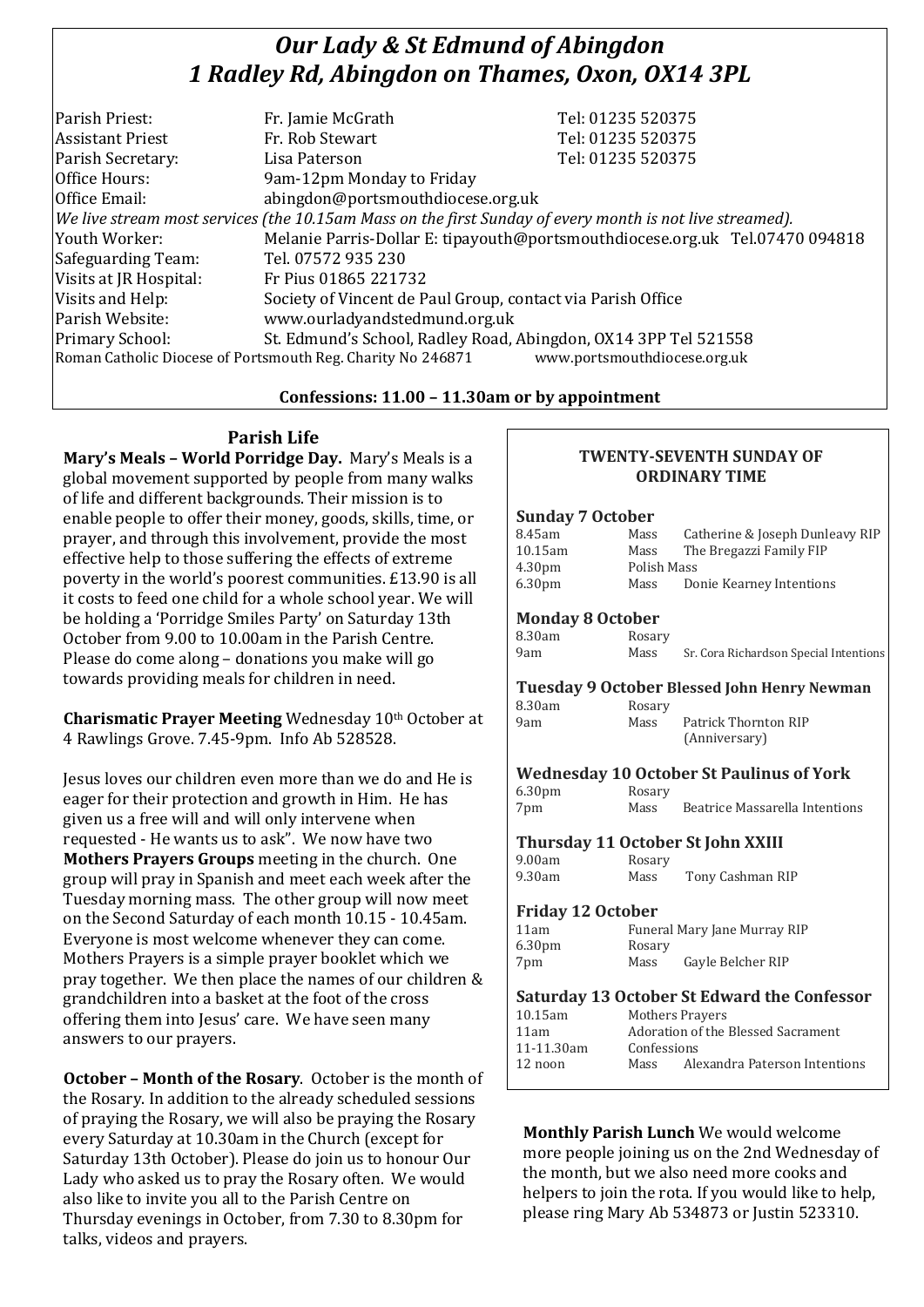# *Our Lady & St Edmund of Abingdon*
## *1 Radley Rd, Abingdon on Thames, Oxon, OX14 3PL*

| | | |
|---|---|---|
| Parish Priest: | Fr. Jamie McGrath | Tel: 01235 520375 |
| Assistant Priest | Fr. Rob Stewart | Tel: 01235 520375 |
| Parish Secretary: | Lisa Paterson | Tel: 01235 520375 |
| Office Hours: | 9am-12pm Monday to Friday | |
| Office Email: | abingdon@portsmouthdiocese.org.uk | |

*We live stream most services (the 10.15am Mass on the first Sunday of every month is not live streamed).*

| | |
|---|---|
| Youth Worker: | Melanie Parris-Dollar E: tipayouth@portsmouthdiocese.org.uk Tel.07470 094818 |
| Safeguarding Team: | Tel. 07572 935 230 |
| Visits at JR Hospital: | Fr Pius 01865 221732 |
| Visits and Help: | Society of Vincent de Paul Group, contact via Parish Office |
| Parish Website: | www.ourladyandstedmund.org.uk |
| Primary School: | St. Edmund's School, Radley Road, Abingdon, OX14 3PP Tel 521558 |

Roman Catholic Diocese of Portsmouth Reg. Charity No 246871 www.portsmouthdiocese.org.uk

**Confessions: 11.00 – 11.30am or by appointment**

## Parish Life

**Mary's Meals – World Porridge Day.** Mary's Meals is a global movement supported by people from many walks of life and different backgrounds. Their mission is to enable people to offer their money, goods, skills, time, or prayer, and through this involvement, provide the most effective help to those suffering the effects of extreme poverty in the world's poorest communities. £13.90 is all it costs to feed one child for a whole school year. We will be holding a 'Porridge Smiles Party' on Saturday 13th October from 9.00 to 10.00am in the Parish Centre. Please do come along – donations you make will go towards providing meals for children in need.

**Charismatic Prayer Meeting** Wednesday 10th October at 4 Rawlings Grove. 7.45-9pm. Info Ab 528528.

Jesus loves our children even more than we do and He is eager for their protection and growth in Him. He has given us a free will and will only intervene when requested - He wants us to ask". We now have two **Mothers Prayers Groups** meeting in the church. One group will pray in Spanish and meet each week after the Tuesday morning mass. The other group will now meet on the Second Saturday of each month 10.15 - 10.45am. Everyone is most welcome whenever they can come. Mothers Prayers is a simple prayer booklet which we pray together. We then place the names of our children & grandchildren into a basket at the foot of the cross offering them into Jesus' care. We have seen many answers to our prayers.

**October – Month of the Rosary**. October is the month of the Rosary. In addition to the already scheduled sessions of praying the Rosary, we will also be praying the Rosary every Saturday at 10.30am in the Church (except for Saturday 13th October). Please do join us to honour Our Lady who asked us to pray the Rosary often. We would also like to invite you all to the Parish Centre on Thursday evenings in October, from 7.30 to 8.30pm for talks, videos and prayers.

### TWENTY-SEVENTH SUNDAY OF ORDINARY TIME

**Sunday 7 October**

| | | |
|---|---|---|
| 8.45am | Mass | Catherine & Joseph Dunleavy RIP |
| 10.15am | Mass | The Bregazzi Family FIP |
| 4.30pm | Polish Mass | |
| 6.30pm | Mass | Donie Kearney Intentions |

**Monday 8 October**

| | | |
|---|---|---|
| 8.30am | Rosary | |
| 9am | Mass | Sr. Cora Richardson Special Intentions |

**Tuesday 9 October Blessed John Henry Newman**

| | | |
|---|---|---|
| 8.30am | Rosary | |
| 9am | Mass | Patrick Thornton RIP (Anniversary) |

**Wednesday 10 October St Paulinus of York**

| | | |
|---|---|---|
| 6.30pm | Rosary | |
| 7pm | Mass | Beatrice Massarella Intentions |

**Thursday 11 October St John XXIII**

| | | |
|---|---|---|
| 9.00am | Rosary | |
| 9.30am | Mass | Tony Cashman RIP |

**Friday 12 October**

| | | |
|---|---|---|
| 11am | Funeral Mary Jane Murray RIP | |
| 6.30pm | Rosary | |
| 7pm | Mass | Gayle Belcher RIP |

**Saturday 13 October St Edward the Confessor**

| | | |
|---|---|---|
| 10.15am | Mothers Prayers | |
| 11am | Adoration of the Blessed Sacrament | |
| 11-11.30am | Confessions | |
| 12 noon | Mass | Alexandra Paterson Intentions |

**Monthly Parish Lunch** We would welcome more people joining us on the 2nd Wednesday of the month, but we also need more cooks and helpers to join the rota. If you would like to help, please ring Mary Ab 534873 or Justin 523310.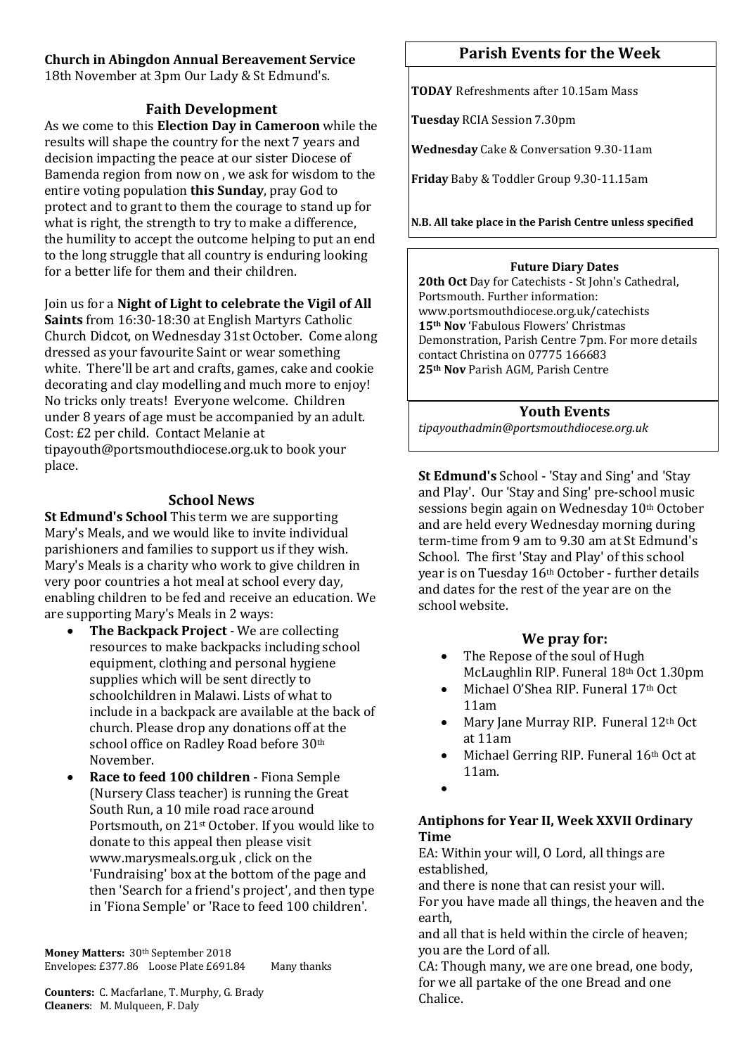**Church in Abingdon Annual Bereavement Service**
18th November at 3pm Our Lady & St Edmund's.

### Faith Development

As we come to this **Election Day in Cameroon** while the results will shape the country for the next 7 years and decision impacting the peace at our sister Diocese of Bamenda region from now on , we ask for wisdom to the entire voting population **this Sunday**, pray God to protect and to grant to them the courage to stand up for what is right, the strength to try to make a difference, the humility to accept the outcome helping to put an end to the long struggle that all country is enduring looking for a better life for them and their children.

Join us for a **Night of Light to celebrate the Vigil of All Saints** from 16:30-18:30 at English Martyrs Catholic Church Didcot, on Wednesday 31st October. Come along dressed as your favourite Saint or wear something white. There'll be art and crafts, games, cake and cookie decorating and clay modelling and much more to enjoy! No tricks only treats! Everyone welcome. Children under 8 years of age must be accompanied by an adult. Cost: £2 per child. Contact Melanie at tipayouth@portsmouthdiocese.org.uk to book your place.

### School News

**St Edmund's School** This term we are supporting Mary's Meals, and we would like to invite individual parishioners and families to support us if they wish. Mary's Meals is a charity who work to give children in very poor countries a hot meal at school every day, enabling children to be fed and receive an education. We are supporting Mary's Meals in 2 ways:

- **The Backpack Project** - We are collecting resources to make backpacks including school equipment, clothing and personal hygiene supplies which will be sent directly to schoolchildren in Malawi. Lists of what to include in a backpack are available at the back of church. Please drop any donations off at the school office on Radley Road before 30th November.
- **Race to feed 100 children** - Fiona Semple (Nursery Class teacher) is running the Great South Run, a 10 mile road race around Portsmouth, on 21st October. If you would like to donate to this appeal then please visit www.marysmeals.org.uk , click on the 'Fundraising' box at the bottom of the page and then 'Search for a friend's project', and then type in 'Fiona Semple' or 'Race to feed 100 children'.

**Money Matters:** 30th September 2018
Envelopes: £377.86 Loose Plate £691.84 Many thanks

**Counters:** C. Macfarlane, T. Murphy, G. Brady
**Cleaners**: M. Mulqueen, F. Daly

## Parish Events for the Week

**TODAY** Refreshments after 10.15am Mass

**Tuesday** RCIA Session 7.30pm

**Wednesday** Cake & Conversation 9.30-11am

**Friday** Baby & Toddler Group 9.30-11.15am

**N.B. All take place in the Parish Centre unless specified**

**Future Diary Dates**

**20th Oct** Day for Catechists - St John's Cathedral, Portsmouth. Further information: www.portsmouthdiocese.org.uk/catechists
**15th Nov** 'Fabulous Flowers' Christmas Demonstration, Parish Centre 7pm. For more details contact Christina on 07775 166683
**25th Nov** Parish AGM, Parish Centre

### Youth Events

*tipayouthadmin@portsmouthdiocese.org.uk*

**St Edmund's** School - 'Stay and Sing' and 'Stay and Play'. Our 'Stay and Sing' pre-school music sessions begin again on Wednesday 10th October and are held every Wednesday morning during term-time from 9 am to 9.30 am at St Edmund's School. The first 'Stay and Play' of this school year is on Tuesday 16th October - further details and dates for the rest of the year are on the school website.

### We pray for:

- The Repose of the soul of Hugh McLaughlin RIP. Funeral 18th Oct 1.30pm
- Michael O'Shea RIP. Funeral 17th Oct 11am
- Mary Jane Murray RIP. Funeral 12th Oct at 11am
- Michael Gerring RIP. Funeral 16th Oct at 11am.

**Antiphons for Year II, Week XXVII Ordinary Time**

EA: Within your will, O Lord, all things are established,
and there is none that can resist your will.
For you have made all things, the heaven and the earth,
and all that is held within the circle of heaven;
you are the Lord of all.
CA: Though many, we are one bread, one body,
for we all partake of the one Bread and one Chalice.